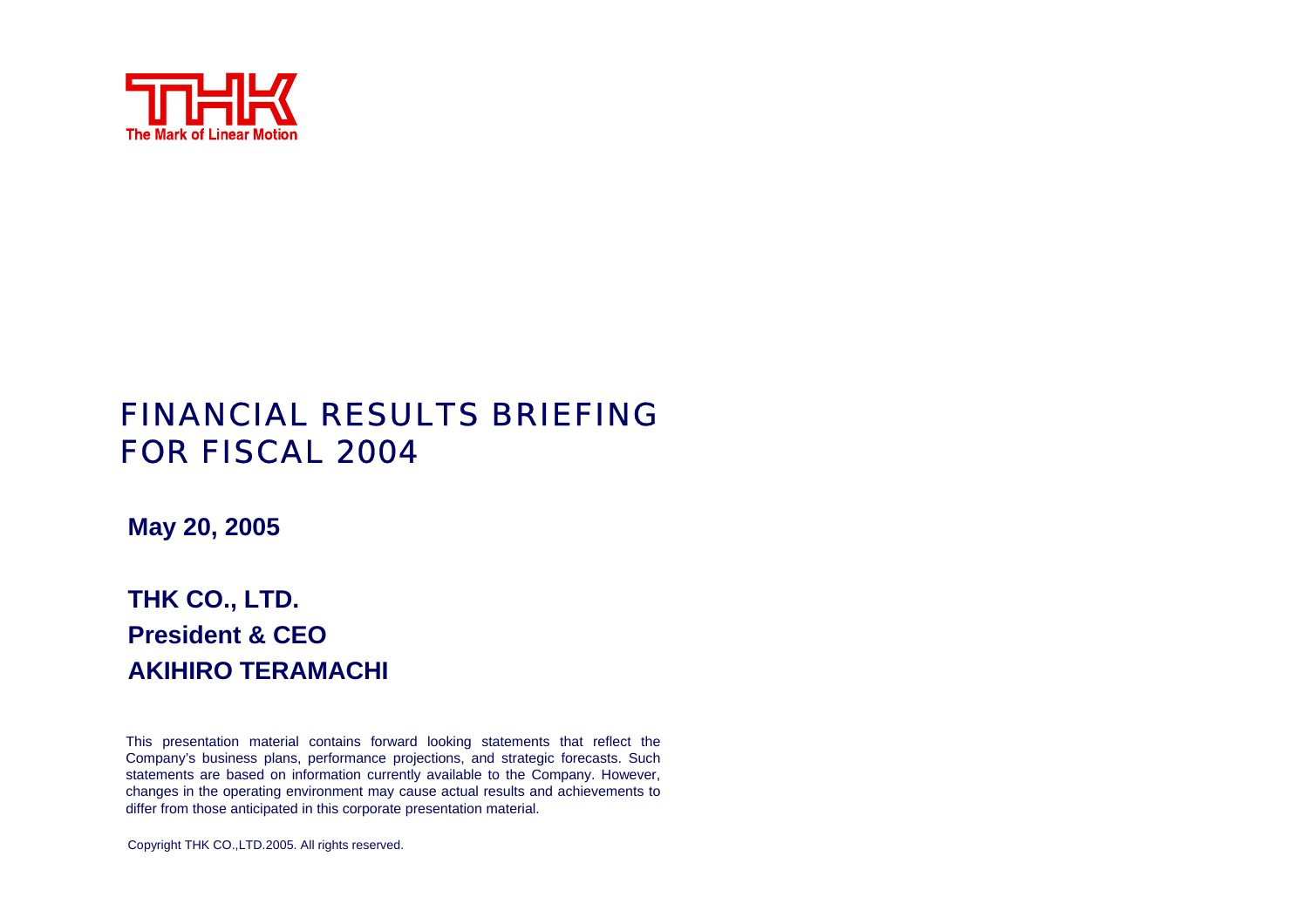THK

The Mark of Linear Motion

# FINANCIAL RESULTS BRIEFING FOR FISCAL 2004

**May 20, 2005**

**THK CO., LTD.**
**President & CEO**
**AKIHIRO TERAMACHI**

This presentation material contains forward looking statements that reflect the Company's business plans, performance projections, and strategic forecasts. Such statements are based on information currently available to the Company. However, changes in the operating environment may cause actual results and achievements to differ from those anticipated in this corporate presentation material.

Copyright THK CO.,LTD.2005. All rights reserved.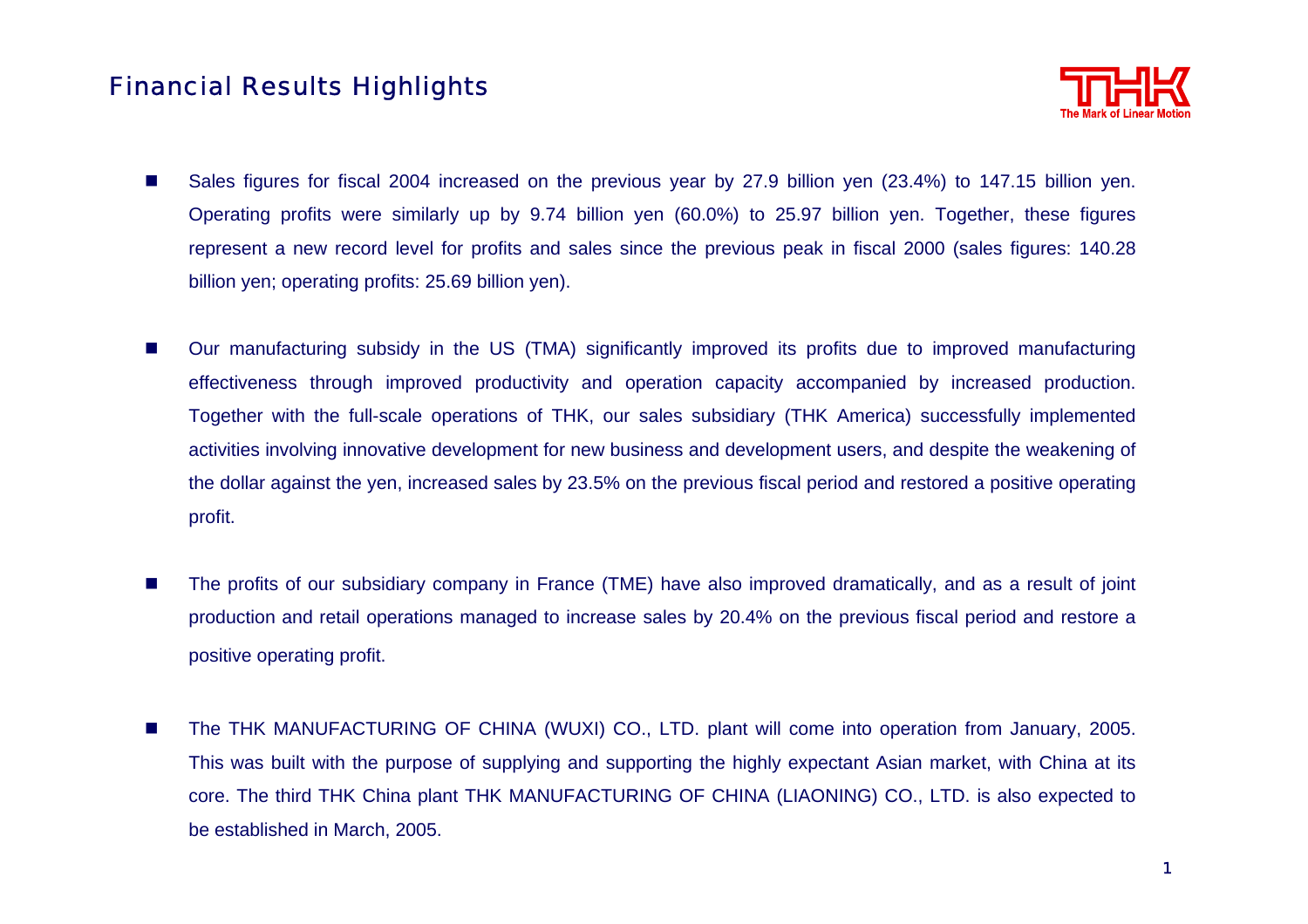# Financial Results Highlights

- Sales figures for fiscal 2004 increased on the previous year by 27.9 billion yen (23.4%) to 147.15 billion yen. Operating profits were similarly up by 9.74 billion yen (60.0%) to 25.97 billion yen. Together, these figures represent a new record level for profits and sales since the previous peak in fiscal 2000 (sales figures: 140.28 billion yen; operating profits: 25.69 billion yen).

- Our manufacturing subsidy in the US (TMA) significantly improved its profits due to improved manufacturing effectiveness through improved productivity and operation capacity accompanied by increased production. Together with the full-scale operations of THK, our sales subsidiary (THK America) successfully implemented activities involving innovative development for new business and development users, and despite the weakening of the dollar against the yen, increased sales by 23.5% on the previous fiscal period and restored a positive operating profit.

- The profits of our subsidiary company in France (TME) have also improved dramatically, and as a result of joint production and retail operations managed to increase sales by 20.4% on the previous fiscal period and restore a positive operating profit.

- The THK MANUFACTURING OF CHINA (WUXI) CO., LTD. plant will come into operation from January, 2005. This was built with the purpose of supplying and supporting the highly expectant Asian market, with China at its core. The third THK China plant THK MANUFACTURING OF CHINA (LIAONING) CO., LTD. is also expected to be established in March, 2005.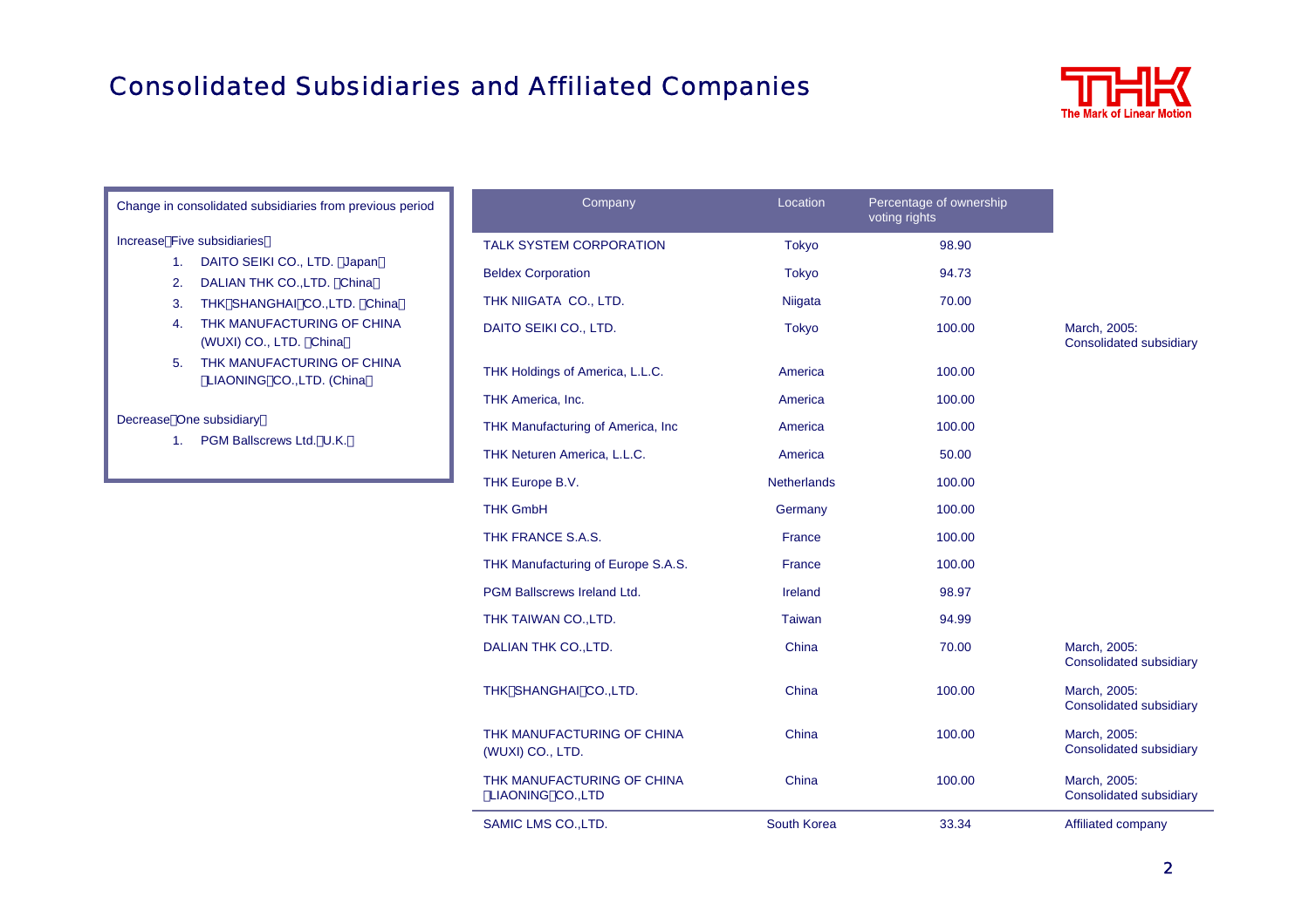# Consolidated Subsidiaries and Affiliated Companies

Change in consolidated subsidiaries from previous period

Increase（Five subsidiaries）

1. DAITO SEIKI CO., LTD. （Japan）
2. DALIAN THK CO.,LTD. （China）
3. THK（SHANGHAI）CO.,LTD. （China）
4. THK MANUFACTURING OF CHINA (WUXI) CO., LTD. （China）
5. THK MANUFACTURING OF CHINA （LIAONING）CO.,LTD. (China）

Decrease（One subsidiary）

1. PGM Ballscrews Ltd.（U.K.）

| Company | Location | Percentage of ownership voting rights | |
|---|---|---|---|
| TALK SYSTEM CORPORATION | Tokyo | 98.90 | |
| Beldex Corporation | Tokyo | 94.73 | |
| THK NIIGATA CO., LTD. | Niigata | 70.00 | |
| DAITO SEIKI CO., LTD. | Tokyo | 100.00 | March, 2005: Consolidated subsidiary |
| THK Holdings of America, L.L.C. | America | 100.00 | |
| THK America, Inc. | America | 100.00 | |
| THK Manufacturing of America, Inc | America | 100.00 | |
| THK Neturen America, L.L.C. | America | 50.00 | |
| THK Europe B.V. | Netherlands | 100.00 | |
| THK GmbH | Germany | 100.00 | |
| THK FRANCE S.A.S. | France | 100.00 | |
| THK Manufacturing of Europe S.A.S. | France | 100.00 | |
| PGM Ballscrews Ireland Ltd. | Ireland | 98.97 | |
| THK TAIWAN CO.,LTD. | Taiwan | 94.99 | |
| DALIAN THK CO.,LTD. | China | 70.00 | March, 2005: Consolidated subsidiary |
| THK（SHANGHAI）CO.,LTD. | China | 100.00 | March, 2005: Consolidated subsidiary |
| THK MANUFACTURING OF CHINA (WUXI) CO., LTD. | China | 100.00 | March, 2005: Consolidated subsidiary |
| THK MANUFACTURING OF CHINA （LIAONING）CO.,LTD | China | 100.00 | March, 2005: Consolidated subsidiary |
| SAMIC LMS CO.,LTD. | South Korea | 33.34 | Affiliated company |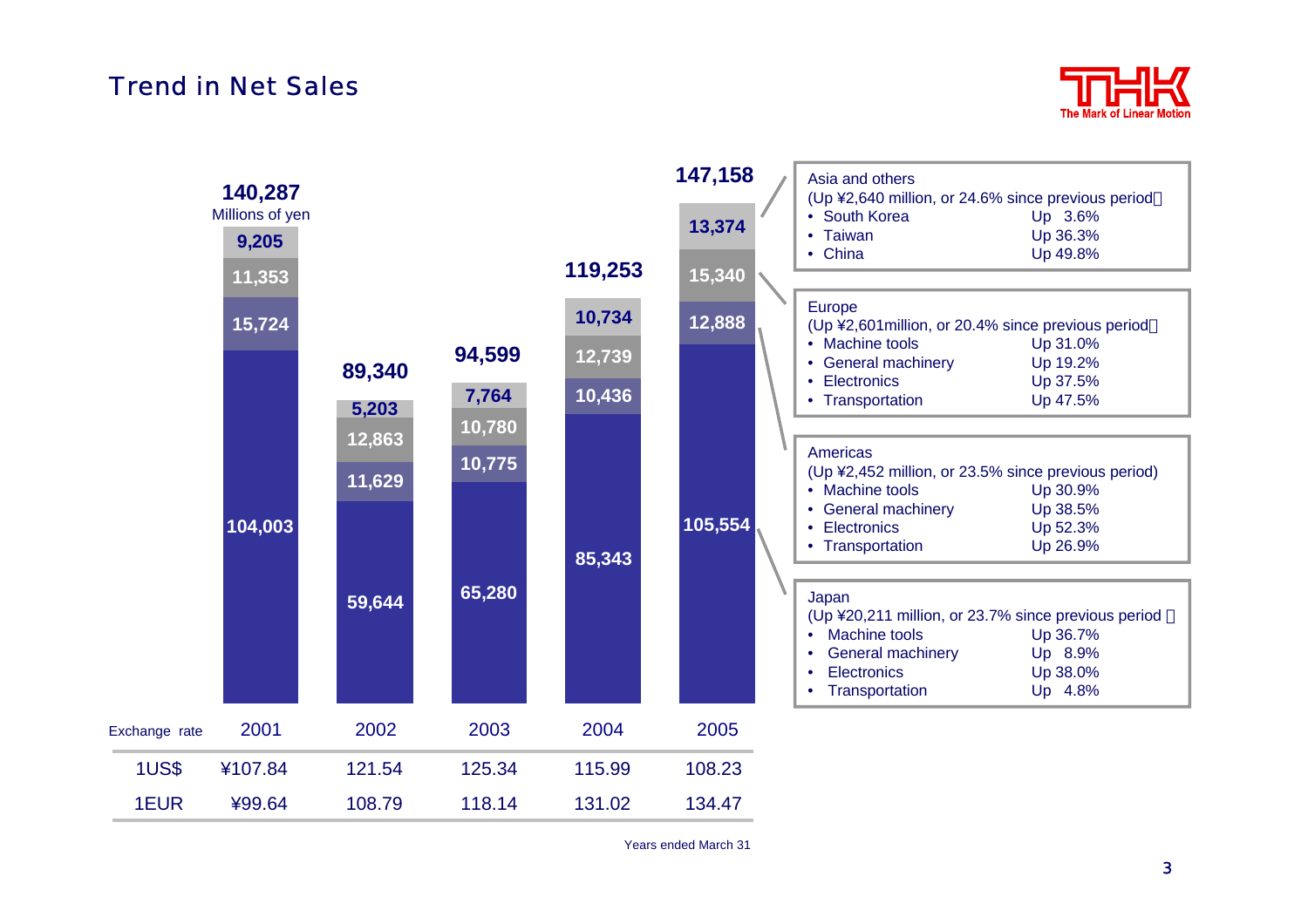# Trend in Net Sales

Millions of yen

| Years ended March 31 | 2001 | 2002 | 2003 | 2004 | 2005 |
|---|---|---|---|---|---|
| Asia and others | 9,205 | 5,203 | 7,764 | 10,734 | 13,374 |
| Europe | 11,353 | 12,863 | 10,780 | 12,739 | 15,340 |
| Americas | 15,724 | 11,629 | 10,775 | 10,436 | 12,888 |
| Japan | 104,003 | 59,644 | 65,280 | 85,343 | 105,554 |
| Total | 140,287 | 89,340 | 94,599 | 119,253 | 147,158 |

| Exchange rate | 2001 | 2002 | 2003 | 2004 | 2005 |
|---|---|---|---|---|---|
| 1US$ | ¥107.84 | 121.54 | 125.34 | 115.99 | 108.23 |
| 1EUR | ¥99.64 | 108.79 | 118.14 | 131.02 | 134.47 |

Years ended March 31

**Asia and others**
(Up ¥2,640 million, or 24.6% since previous period)
- South Korea Up 3.6%
- Taiwan Up 36.3%
- China Up 49.8%

**Europe**
(Up ¥2,601million, or 20.4% since previous period)
- Machine tools Up 31.0%
- General machinery Up 19.2%
- Electronics Up 37.5%
- Transportation Up 47.5%

**Americas**
(Up ¥2,452 million, or 23.5% since previous period)
- Machine tools Up 30.9%
- General machinery Up 38.5%
- Electronics Up 52.3%
- Transportation Up 26.9%

**Japan**
(Up ¥20,211 million, or 23.7% since previous period )
- Machine tools Up 36.7%
- General machinery Up 8.9%
- Electronics Up 38.0%
- Transportation Up 4.8%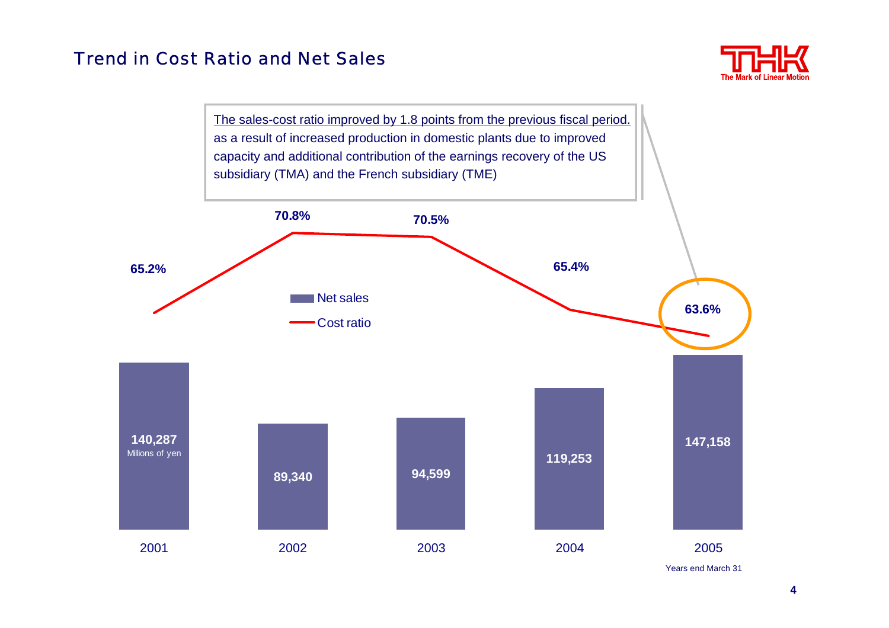## Trend in Cost Ratio and Net Sales

The sales-cost ratio improved by 1.8 points from the previous fiscal period. as a result of increased production in domestic plants due to improved capacity and additional contribution of the earnings recovery of the US subsidiary (TMA) and the French subsidiary (TME)

| | 2001 | 2002 | 2003 | 2004 | 2005 |
|---|---|---|---|---|---|
| Net sales (Millions of yen) | 140,287 | 89,340 | 94,599 | 119,253 | 147,158 |
| Cost ratio | 65.2% | 70.8% | 70.5% | 65.4% | 63.6% |

Years end March 31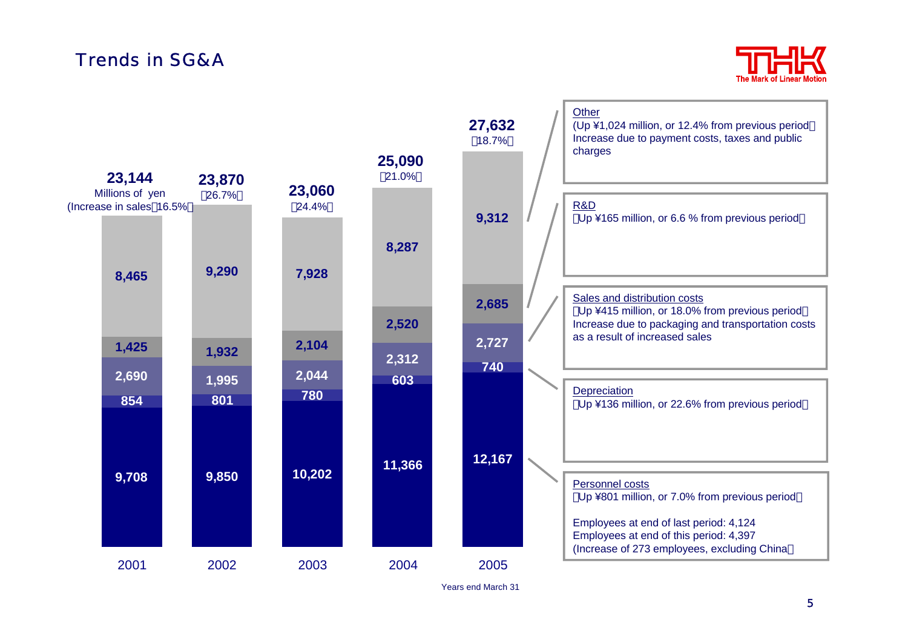# Trends in SG&A

Millions of yen

| | 2001 | 2002 | 2003 | 2004 | 2005 |
|---|---|---|---|---|---|
| Other | 8,465 | 9,290 | 7,928 | 8,287 | 9,312 |
| R&D | 1,425 | 1,932 | 2,104 | 2,520 | 2,685 |
| Sales and distribution costs | 2,690 | 1,995 | 2,044 | 2,312 | 2,727 |
| Depreciation | 854 | 801 | 780 | 603 | 740 |
| Personnel costs | 9,708 | 9,850 | 10,202 | 11,366 | 12,167 |
| Total | 23,144 | 23,870 | 23,060 | 25,090 | 27,632 |
| (Increase in sales) | (16.5%) | (26.7%) | (24.4%) | (21.0%) | (18.7%) |

Years end March 31

**Other**
(Up ¥1,024 million, or 12.4% from previous period)
Increase due to payment costs, taxes and public charges

**R&D**
(Up ¥165 million, or 6.6 % from previous period)

**Sales and distribution costs**
(Up ¥415 million, or 18.0% from previous period)
Increase due to packaging and transportation costs as a result of increased sales

**Depreciation**
(Up ¥136 million, or 22.6% from previous period)

**Personnel costs**
(Up ¥801 million, or 7.0% from previous period)

Employees at end of last period: 4,124
Employees at end of this period: 4,397
(Increase of 273 employees, excluding China)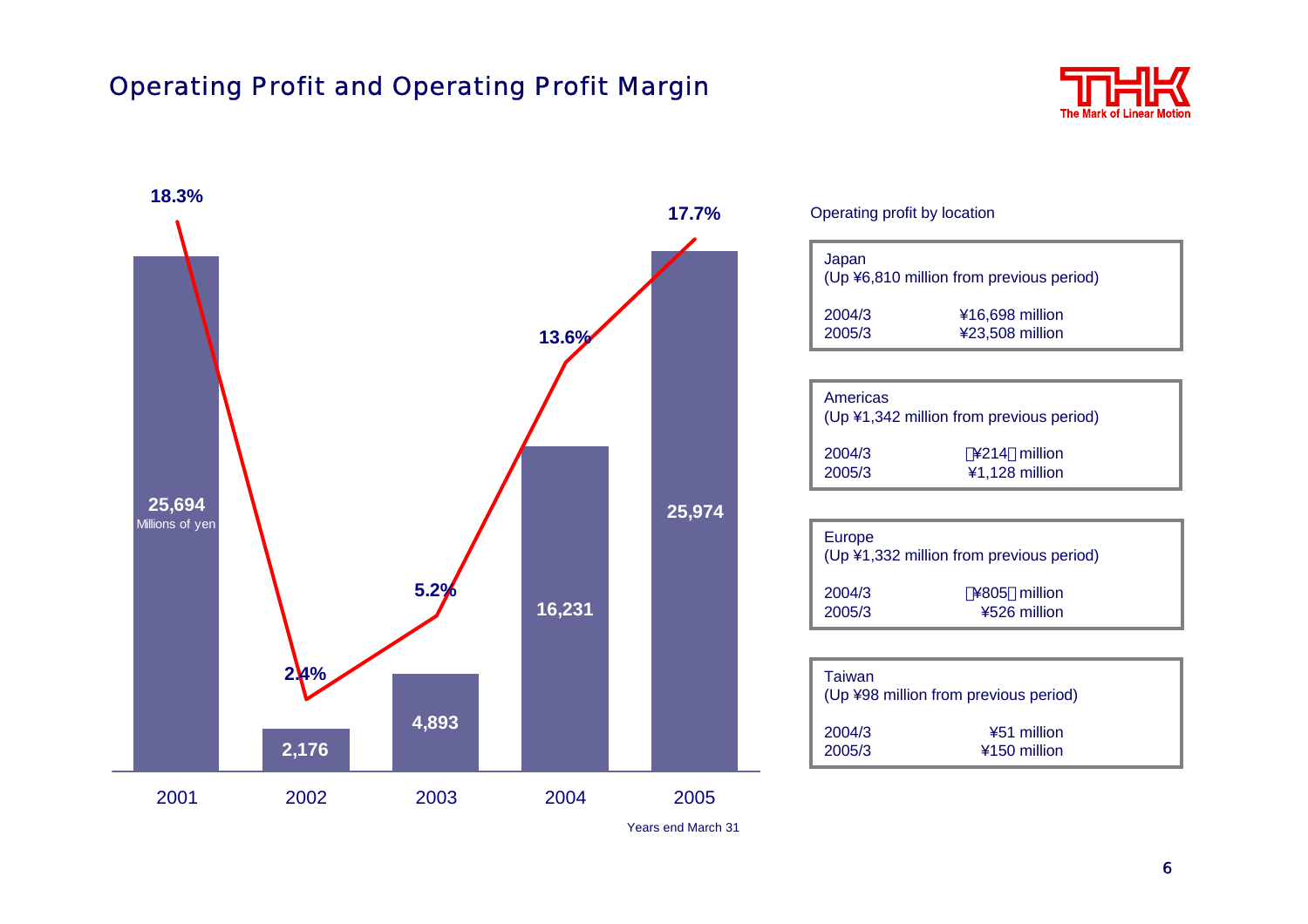# Operating Profit and Operating Profit Margin

| Years end March 31 | 2001 | 2002 | 2003 | 2004 | 2005 |
|---|---|---|---|---|---|
| Operating profit (Millions of yen) | 25,694 | 2,176 | 4,893 | 16,231 | 25,974 |
| Operating profit margin | 18.3% | 2.4% | 5.2% | 13.6% | 17.7% |

Operating profit by location

**Japan**
(Up ¥6,810 million from previous period)

| | |
|---|---|
| 2004/3 | ¥16,698 million |
| 2005/3 | ¥23,508 million |

**Americas**
(Up ¥1,342 million from previous period)

| | |
|---|---|
| 2004/3 | (¥214) million |
| 2005/3 | ¥1,128 million |

**Europe**
(Up ¥1,332 million from previous period)

| | |
|---|---|
| 2004/3 | (¥805) million |
| 2005/3 | ¥526 million |

**Taiwan**
(Up ¥98 million from previous period)

| | |
|---|---|
| 2004/3 | ¥51 million |
| 2005/3 | ¥150 million |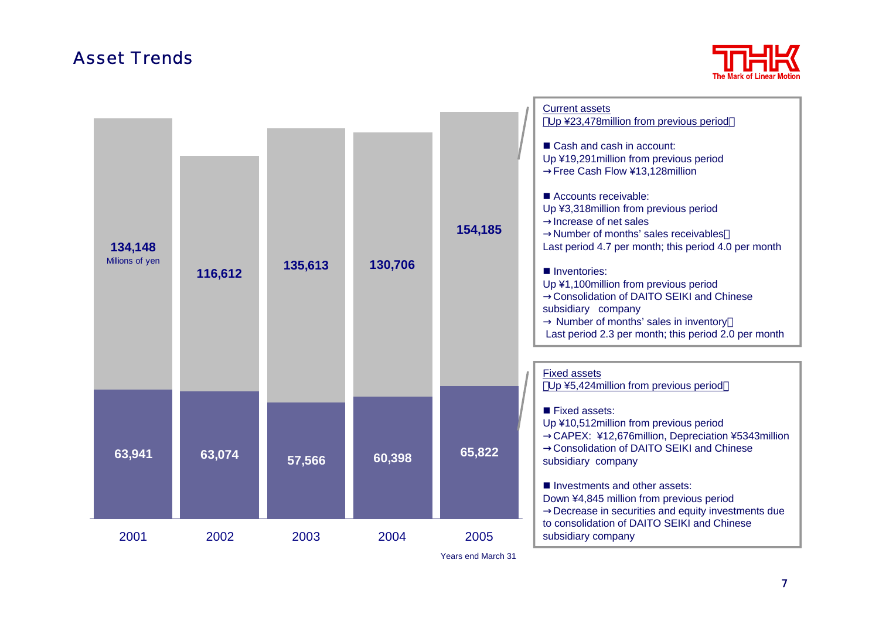# Asset Trends

| | 2001 | 2002 | 2003 | 2004 | 2005 |
|---|---|---|---|---|---|
| Current assets | 134,148 | 116,612 | 135,613 | 130,706 | 154,185 |
| Fixed assets | 63,941 | 63,074 | 57,566 | 60,398 | 65,822 |

Millions of yen

Years end March 31

**Current assets**
(Up ¥23,478million from previous period)

- Cash and cash in account:
  Up ¥19,291million from previous period
  → Free Cash Flow ¥13,128million

- Accounts receivable:
  Up ¥3,318million from previous period
  → Increase of net sales
  → Number of months' sales receivables:
  Last period 4.7 per month; this period 4.0 per month

- Inventories:
  Up ¥1,100million from previous period
  → Consolidation of DAITO SEIKI and Chinese subsidiary company
  → Number of months' sales in inventory:
  Last period 2.3 per month; this period 2.0 per month

**Fixed assets**
(Up ¥5,424million from previous period)

- Fixed assets:
  Up ¥10,512million from previous period
  → CAPEX: ¥12,676million, Depreciation ¥5343million
  → Consolidation of DAITO SEIKI and Chinese subsidiary company

- Investments and other assets:
  Down ¥4,845 million from previous period
  → Decrease in securities and equity investments due to consolidation of DAITO SEIKI and Chinese subsidiary company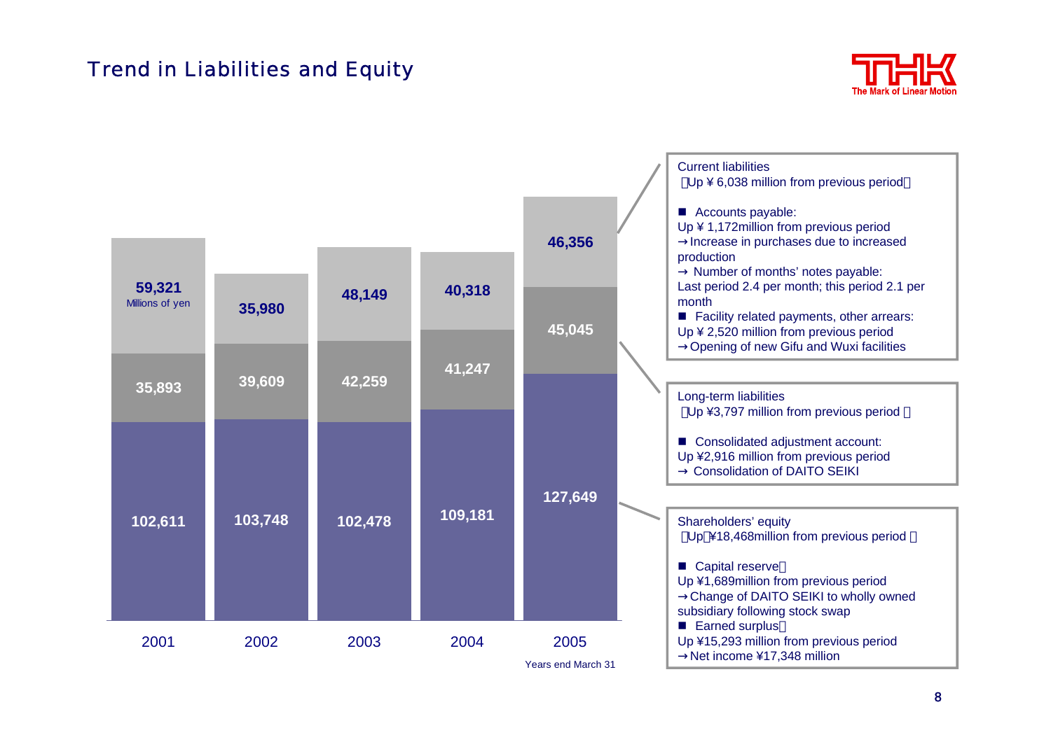# Trend in Liabilities and Equity

Millions of yen

| | 2001 | 2002 | 2003 | 2004 | 2005 |
|---|---|---|---|---|---|
| Current liabilities | 59,321 | 35,980 | 48,149 | 40,318 | 46,356 |
| Long-term liabilities | 35,893 | 39,609 | 42,259 | 41,247 | 45,045 |
| Shareholders' equity | 102,611 | 103,748 | 102,478 | 109,181 | 127,649 |

Years end March 31

**Current liabilities**
（Up ¥ 6,038 million from previous period）

- Accounts payable:
  Up ¥ 1,172million from previous period
  → Increase in purchases due to increased production
  → Number of months' notes payable:
  Last period 2.4 per month; this period 2.1 per month
- Facility related payments, other arrears:
  Up ¥ 2,520 million from previous period
  → Opening of new Gifu and Wuxi facilities

**Long-term liabilities**
（Up ¥3,797 million from previous period ）

- Consolidated adjustment account:
  Up ¥2,916 million from previous period
  → Consolidation of DAITO SEIKI

**Shareholders' equity**
（Up ¥18,468million from previous period ）

- Capital reserve：
  Up ¥1,689million from previous period
  → Change of DAITO SEIKI to wholly owned subsidiary following stock swap
- Earned surplus：
  Up ¥15,293 million from previous period
  → Net income ¥17,348 million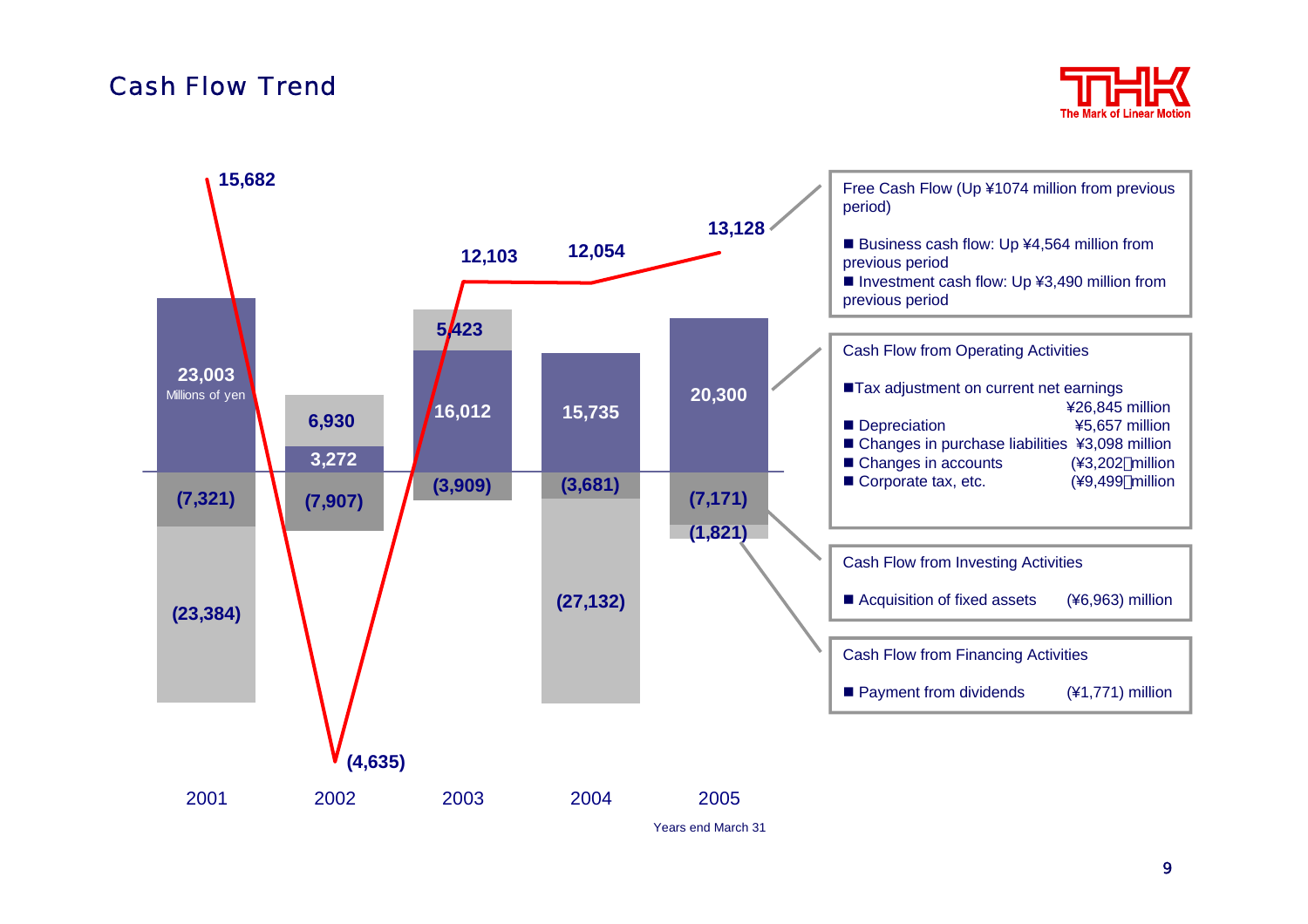# Cash Flow Trend

Millions of yen

| | 2001 | 2002 | 2003 | 2004 | 2005 |
|---|---|---|---|---|---|
| Free Cash Flow | 15,682 | (4,635) | 12,103 | 12,054 | 13,128 |
| Cash Flow from Operating Activities | 23,003 | 3,272 | 16,012 | 15,735 | 20,300 |
| Cash Flow from Investing Activities | (7,321) | (7,907) | (3,909) | (3,681) | (7,171) |
| Cash Flow from Financing Activities | (23,384) | 6,930 | 5,423 | (27,132) | (1,821) |

Years end March 31

**Free Cash Flow (Up ¥1074 million from previous period)**

- Business cash flow: Up ¥4,564 million from previous period
- Investment cash flow: Up ¥3,490 million from previous period

**Cash Flow from Operating Activities**

- Tax adjustment on current net earnings ¥26,845 million
- Depreciation ¥5,657 million
- Changes in purchase liabilities ¥3,098 million
- Changes in accounts (¥3,202) million
- Corporate tax, etc. (¥9,499) million

**Cash Flow from Investing Activities**

- Acquisition of fixed assets (¥6,963) million

**Cash Flow from Financing Activities**

- Payment from dividends (¥1,771) million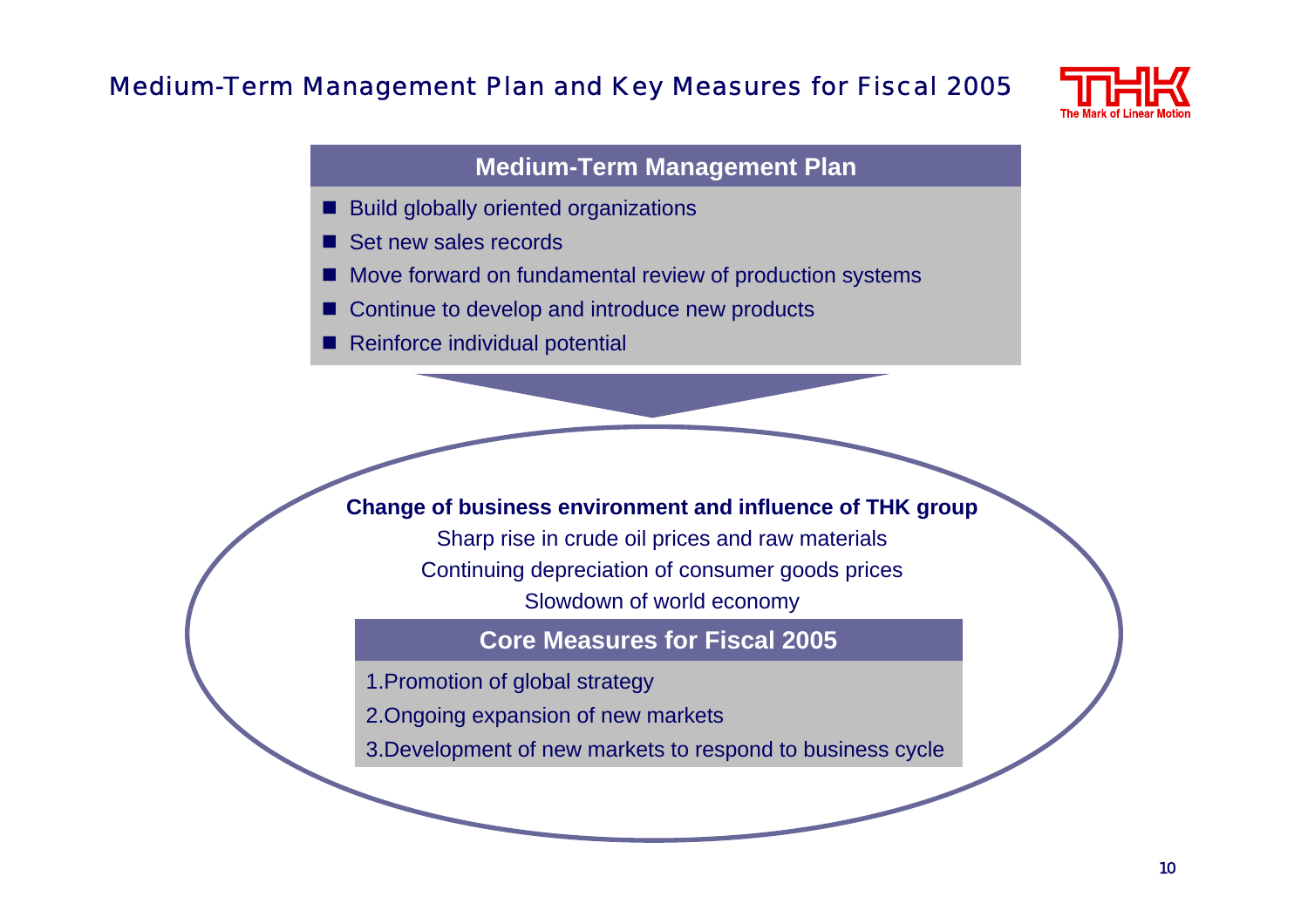# Medium-Term Management Plan and Key Measures for Fiscal 2005

## Medium-Term Management Plan

- Build globally oriented organizations
- Set new sales records
- Move forward on fundamental review of production systems
- Continue to develop and introduce new products
- Reinforce individual potential

**Change of business environment and influence of THK group**

Sharp rise in crude oil prices and raw materials

Continuing depreciation of consumer goods prices

Slowdown of world economy

## Core Measures for Fiscal 2005

1. Promotion of global strategy
2. Ongoing expansion of new markets
3. Development of new markets to respond to business cycle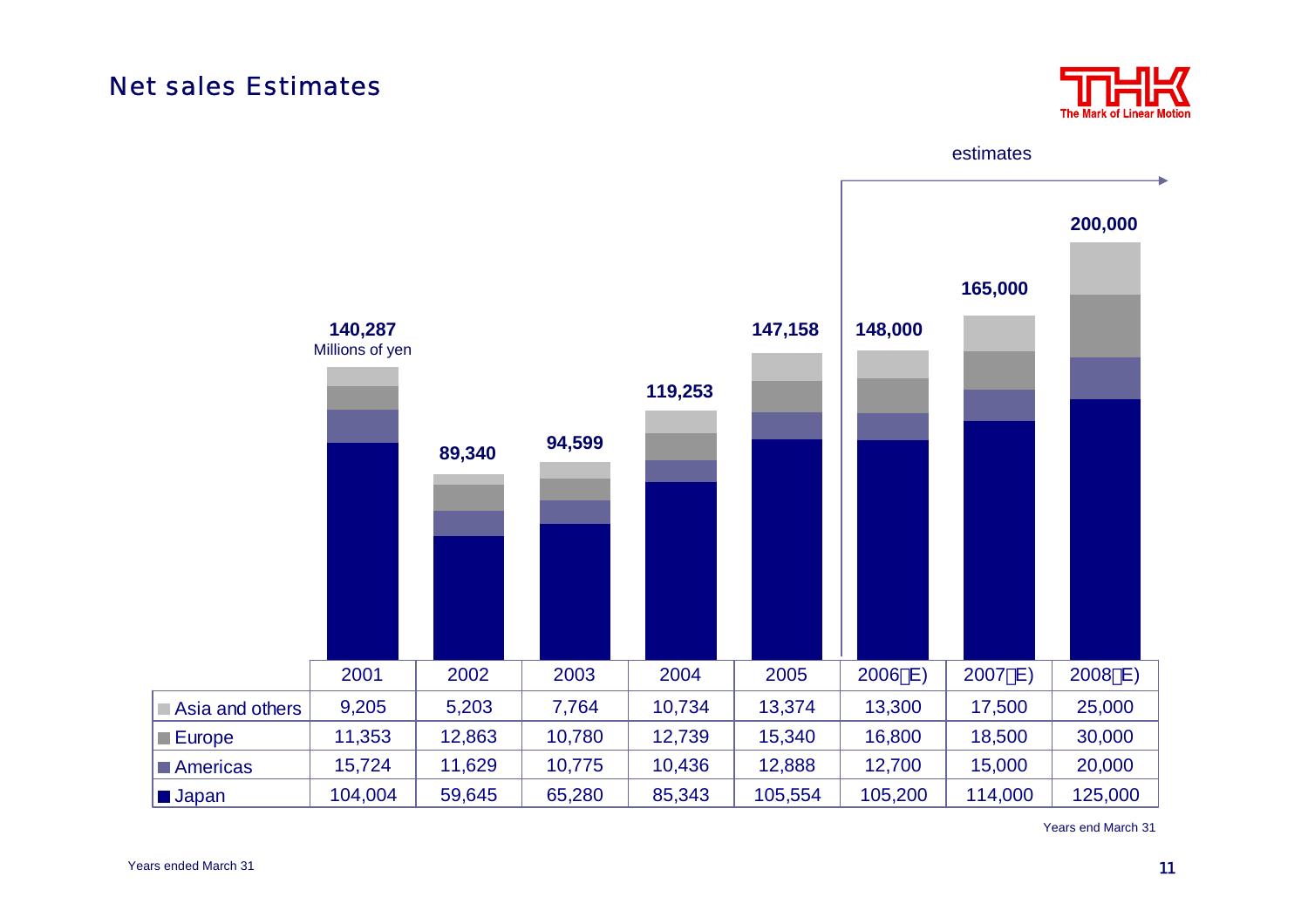## Net sales Estimates

estimates

Millions of yen

| | 2001 | 2002 | 2003 | 2004 | 2005 | 2006(E) | 2007(E) | 2008(E) |
|---|---|---|---|---|---|---|---|---|
| Total | 140,287 | 89,340 | 94,599 | 119,253 | 147,158 | 148,000 | 165,000 | 200,000 |
| Asia and others | 9,205 | 5,203 | 7,764 | 10,734 | 13,374 | 13,300 | 17,500 | 25,000 |
| Europe | 11,353 | 12,863 | 10,780 | 12,739 | 15,340 | 16,800 | 18,500 | 30,000 |
| Americas | 15,724 | 11,629 | 10,775 | 10,436 | 12,888 | 12,700 | 15,000 | 20,000 |
| Japan | 104,004 | 59,645 | 65,280 | 85,343 | 105,554 | 105,200 | 114,000 | 125,000 |

Years end March 31

Years ended March 31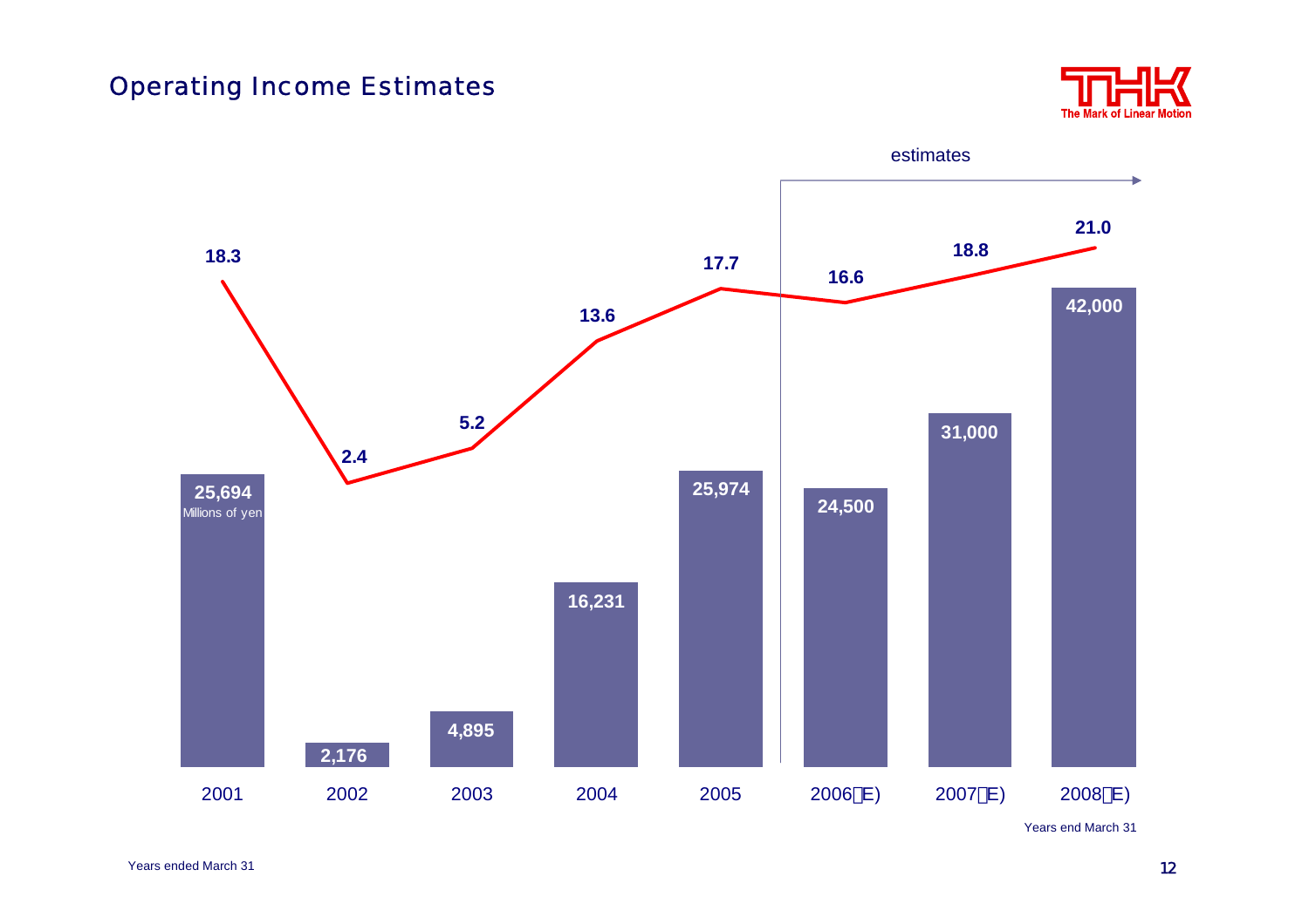## Operating Income Estimates

estimates

| | 2001 | 2002 | 2003 | 2004 | 2005 | 2006（E) | 2007（E) | 2008（E) |
|---|---|---|---|---|---|---|---|---|
| Operating income (Millions of yen) | 25,694 | 2,176 | 4,895 | 16,231 | 25,974 | 24,500 | 31,000 | 42,000 |
| | 18.3 | 2.4 | 5.2 | 13.6 | 17.7 | 16.6 | 18.8 | 21.0 |

Years end March 31

Years ended March 31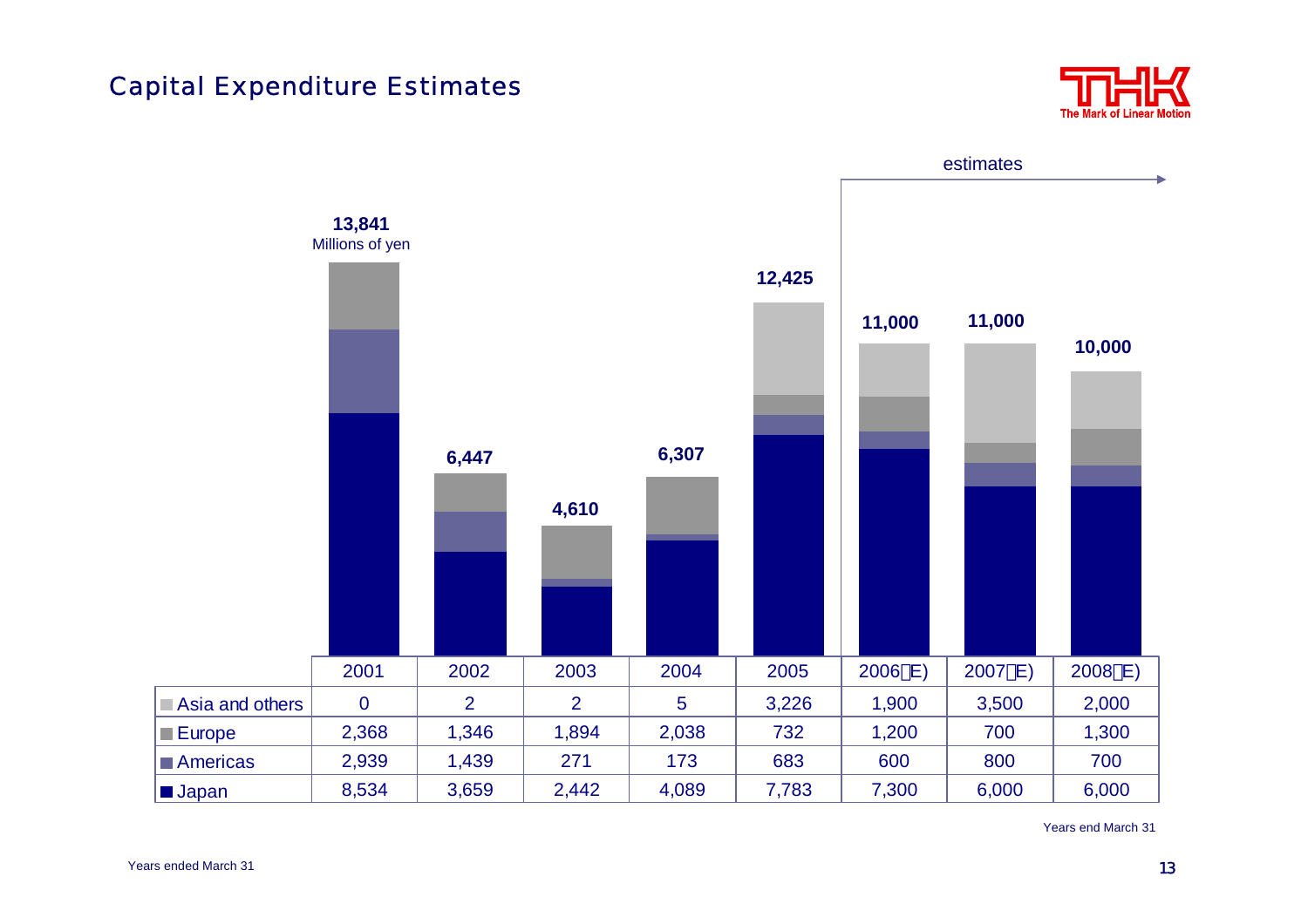# Capital Expenditure Estimates

Millions of yen

| | 2001 | 2002 | 2003 | 2004 | 2005 | 2006(E) | 2007(E) | 2008(E) |
|---|---|---|---|---|---|---|---|---|
| Total | 13,841 | 6,447 | 4,610 | 6,307 | 12,425 | 11,000 | 11,000 | 10,000 |
| Asia and others | 0 | 2 | 2 | 5 | 3,226 | 1,900 | 3,500 | 2,000 |
| Europe | 2,368 | 1,346 | 1,894 | 2,038 | 732 | 1,200 | 700 | 1,300 |
| Americas | 2,939 | 1,439 | 271 | 173 | 683 | 600 | 800 | 700 |
| Japan | 8,534 | 3,659 | 2,442 | 4,089 | 7,783 | 7,300 | 6,000 | 6,000 |

estimates: 2006(E)–2008(E)

Years end March 31

Years ended March 31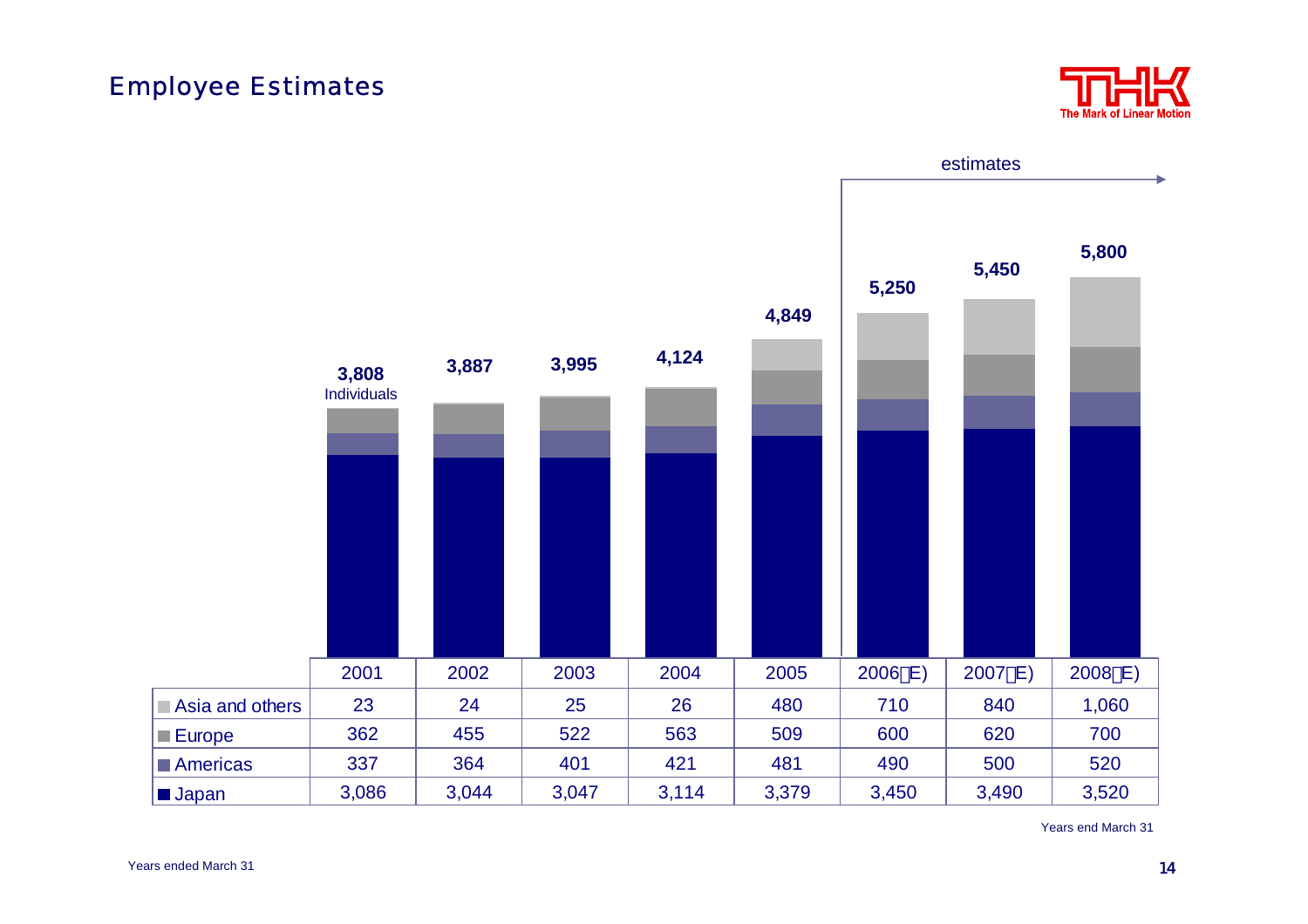# Employee Estimates

estimates

3,808
Individuals

3,887

3,995

4,124

4,849

5,250

5,450

5,800

| | 2001 | 2002 | 2003 | 2004 | 2005 | 2006(E) | 2007(E) | 2008(E) |
|---|---|---|---|---|---|---|---|---|
| Asia and others | 23 | 24 | 25 | 26 | 480 | 710 | 840 | 1,060 |
| Europe | 362 | 455 | 522 | 563 | 509 | 600 | 620 | 700 |
| Americas | 337 | 364 | 401 | 421 | 481 | 490 | 500 | 520 |
| Japan | 3,086 | 3,044 | 3,047 | 3,114 | 3,379 | 3,450 | 3,490 | 3,520 |

Years end March 31

Years ended March 31